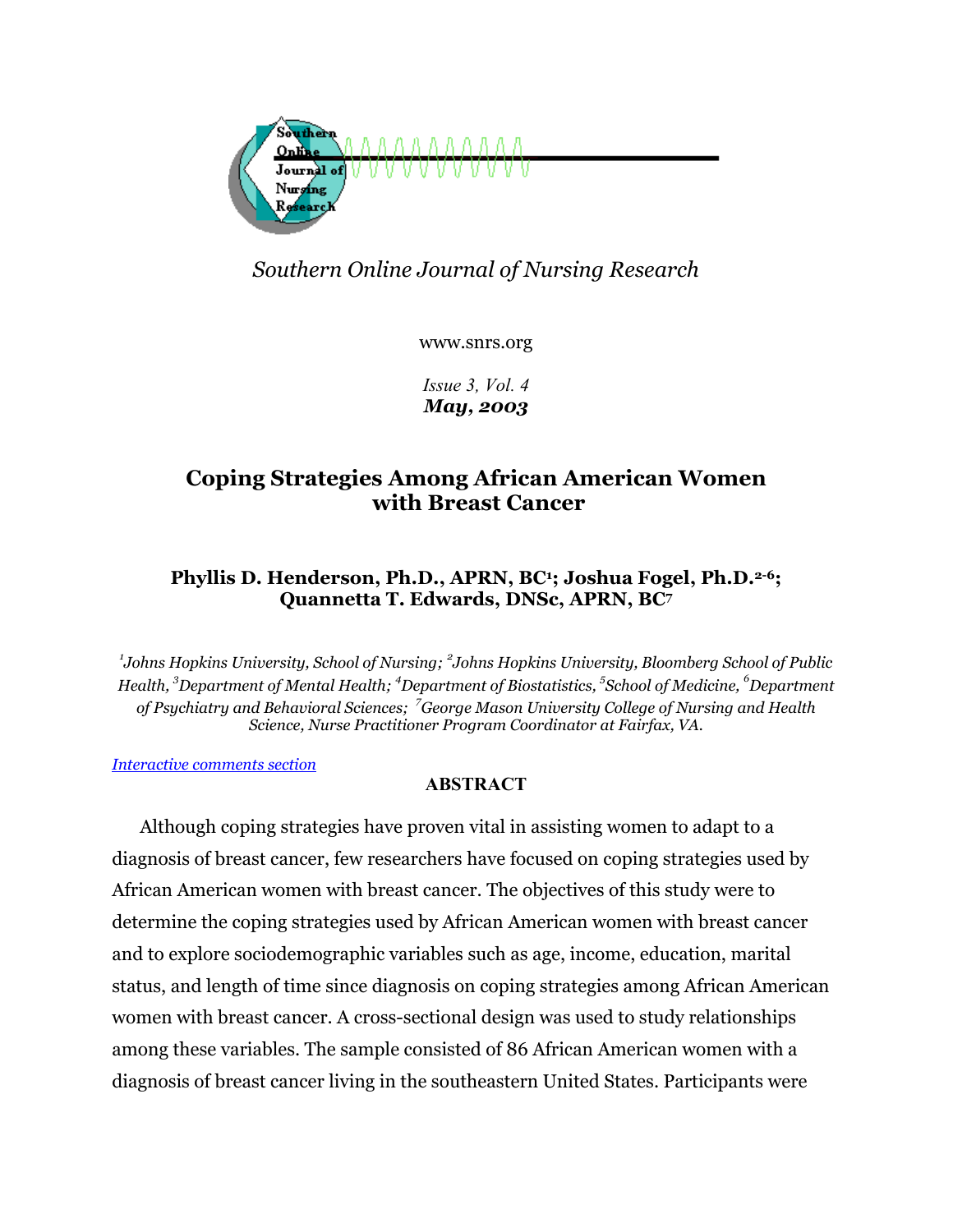*Southern Online Journal of Nursing Research*

www.snrs.org

*Issue 3, Vol. 4*
***May, 2003***

# Coping Strategies Among African American Women with Breast Cancer

### Phyllis D. Henderson, Ph.D., APRN, BC[1]; Joshua Fogel, Ph.D.[2-6]; Quannetta T. Edwards, DNSc, APRN, BC[7]

*[1]Johns Hopkins University, School of Nursing; [2]Johns Hopkins University, Bloomberg School of Public Health, [3]Department of Mental Health; [4]Department of Biostatistics, [5]School of Medicine, [6]Department of Psychiatry and Behavioral Sciences; [7]George Mason University College of Nursing and Health Science, Nurse Practitioner Program Coordinator at Fairfax, VA.*

*Interactive comments section*

## ABSTRACT

Although coping strategies have proven vital in assisting women to adapt to a diagnosis of breast cancer, few researchers have focused on coping strategies used by African American women with breast cancer. The objectives of this study were to determine the coping strategies used by African American women with breast cancer and to explore sociodemographic variables such as age, income, education, marital status, and length of time since diagnosis on coping strategies among African American women with breast cancer. A cross-sectional design was used to study relationships among these variables. The sample consisted of 86 African American women with a diagnosis of breast cancer living in the southeastern United States. Participants were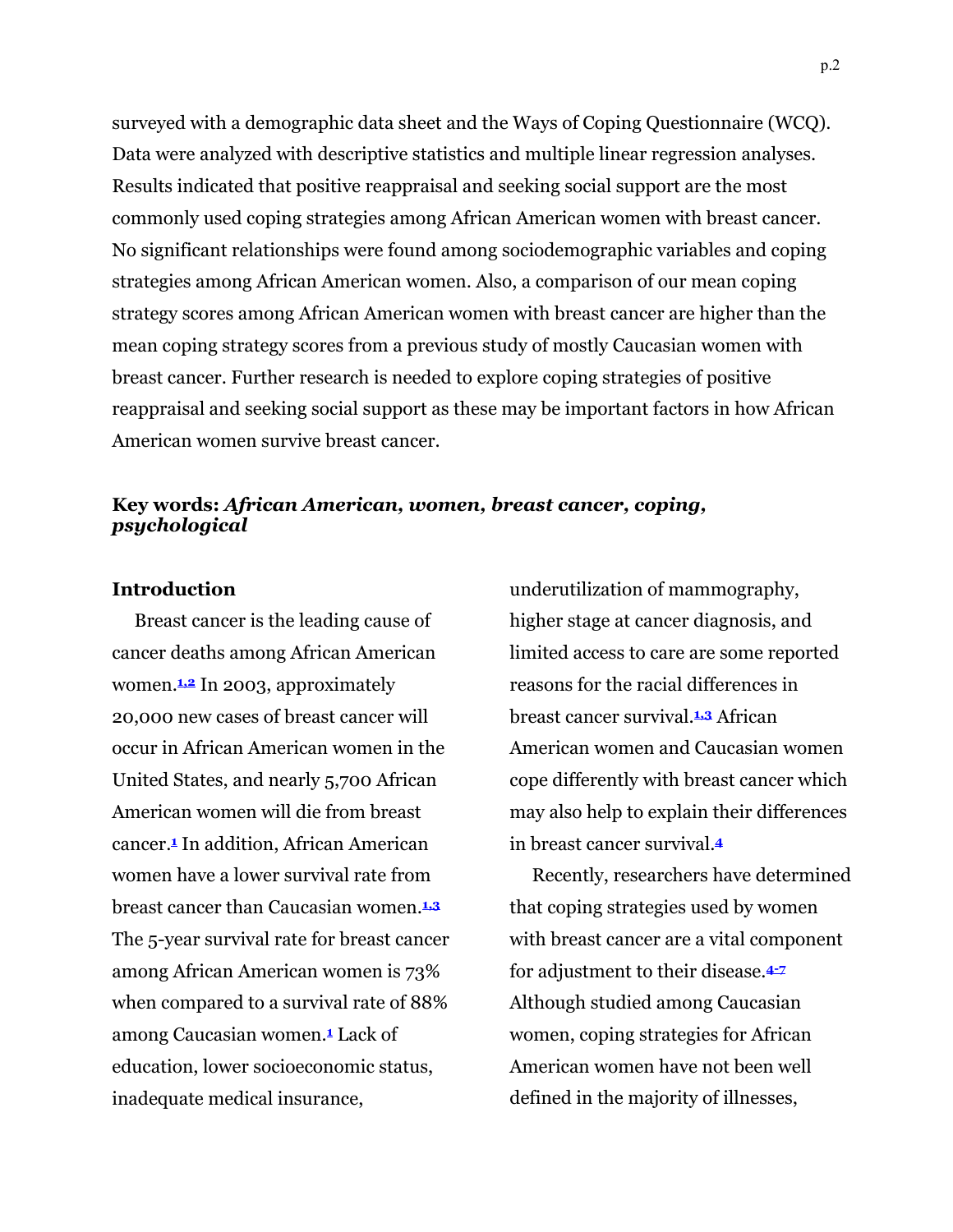surveyed with a demographic data sheet and the Ways of Coping Questionnaire (WCQ). Data were analyzed with descriptive statistics and multiple linear regression analyses. Results indicated that positive reappraisal and seeking social support are the most commonly used coping strategies among African American women with breast cancer. No significant relationships were found among sociodemographic variables and coping strategies among African American women. Also, a comparison of our mean coping strategy scores among African American women with breast cancer are higher than the mean coping strategy scores from a previous study of mostly Caucasian women with breast cancer. Further research is needed to explore coping strategies of positive reappraisal and seeking social support as these may be important factors in how African American women survive breast cancer.

**Key words:** ***African American, women, breast cancer, coping, psychological***

## Introduction

Breast cancer is the leading cause of cancer deaths among African American women.[1,2] In 2003, approximately 20,000 new cases of breast cancer will occur in African American women in the United States, and nearly 5,700 African American women will die from breast cancer.[1] In addition, African American women have a lower survival rate from breast cancer than Caucasian women.[1,3] The 5-year survival rate for breast cancer among African American women is 73% when compared to a survival rate of 88% among Caucasian women.[1] Lack of education, lower socioeconomic status, inadequate medical insurance, underutilization of mammography, higher stage at cancer diagnosis, and limited access to care are some reported reasons for the racial differences in breast cancer survival.[1,3] African American women and Caucasian women cope differently with breast cancer which may also help to explain their differences in breast cancer survival.[4]

Recently, researchers have determined that coping strategies used by women with breast cancer are a vital component for adjustment to their disease.[4-7] Although studied among Caucasian women, coping strategies for African American women have not been well defined in the majority of illnesses,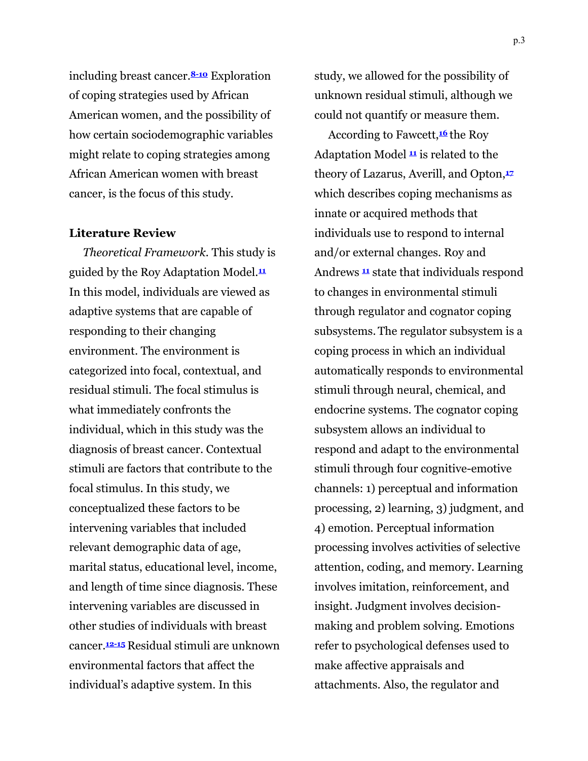including breast cancer.[8-10] Exploration of coping strategies used by African American women, and the possibility of how certain sociodemographic variables might relate to coping strategies among African American women with breast cancer, is the focus of this study.

## Literature Review

*Theoretical Framework*. This study is guided by the Roy Adaptation Model.[11] In this model, individuals are viewed as adaptive systems that are capable of responding to their changing environment. The environment is categorized into focal, contextual, and residual stimuli. The focal stimulus is what immediately confronts the individual, which in this study was the diagnosis of breast cancer. Contextual stimuli are factors that contribute to the focal stimulus. In this study, we conceptualized these factors to be intervening variables that included relevant demographic data of age, marital status, educational level, income, and length of time since diagnosis. These intervening variables are discussed in other studies of individuals with breast cancer.[12-15] Residual stimuli are unknown environmental factors that affect the individual's adaptive system. In this study, we allowed for the possibility of unknown residual stimuli, although we could not quantify or measure them.

According to Fawcett,[16] the Roy Adaptation Model [11] is related to the theory of Lazarus, Averill, and Opton,[17] which describes coping mechanisms as innate or acquired methods that individuals use to respond to internal and/or external changes. Roy and Andrews [11] state that individuals respond to changes in environmental stimuli through regulator and cognator coping subsystems. The regulator subsystem is a coping process in which an individual automatically responds to environmental stimuli through neural, chemical, and endocrine systems. The cognator coping subsystem allows an individual to respond and adapt to the environmental stimuli through four cognitive-emotive channels: 1) perceptual and information processing, 2) learning, 3) judgment, and 4) emotion. Perceptual information processing involves activities of selective attention, coding, and memory. Learning involves imitation, reinforcement, and insight. Judgment involves decision-making and problem solving. Emotions refer to psychological defenses used to make affective appraisals and attachments. Also, the regulator and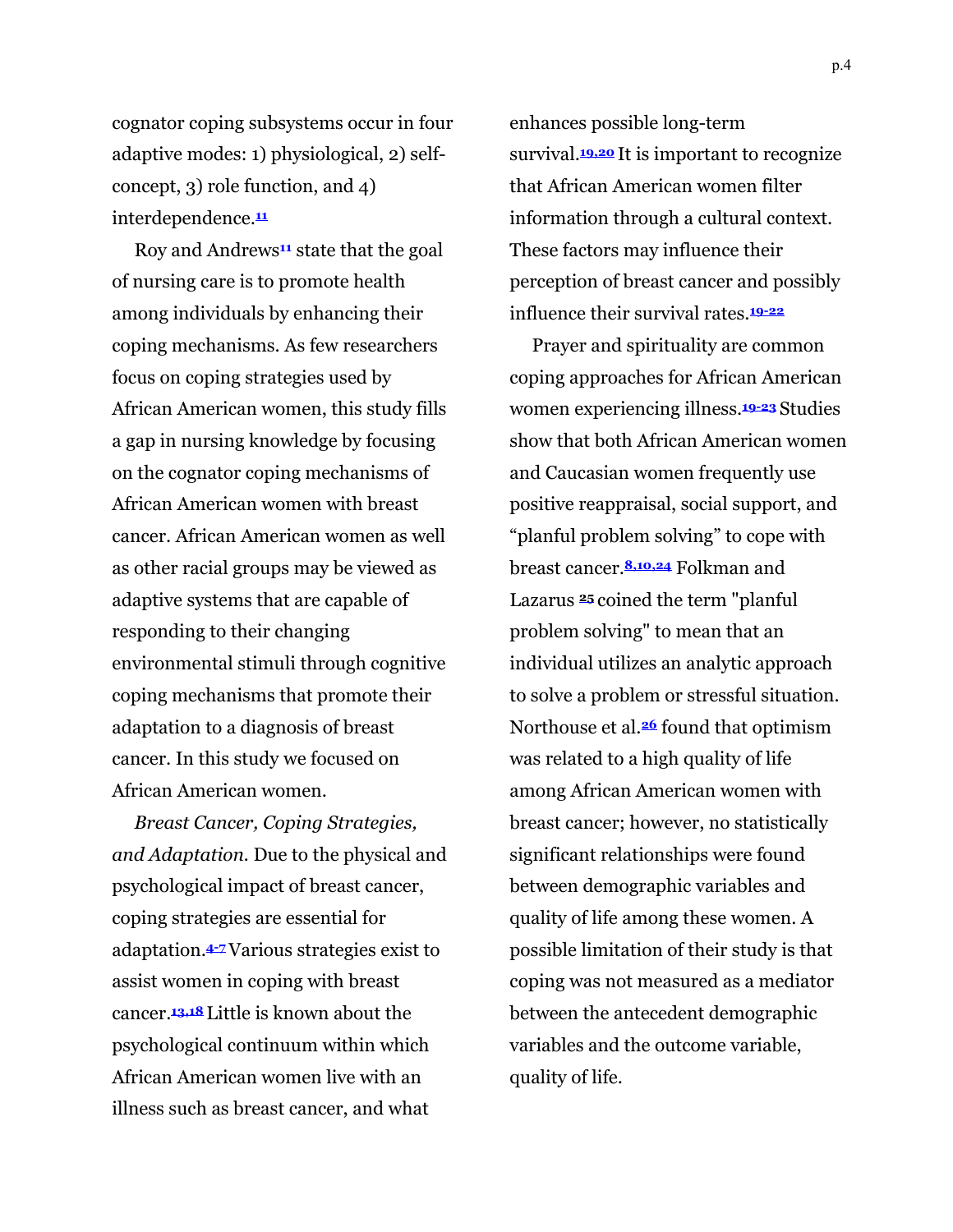cognator coping subsystems occur in four adaptive modes: 1) physiological, 2) self-concept, 3) role function, and 4) interdependence.[11]

Roy and Andrews[11] state that the goal of nursing care is to promote health among individuals by enhancing their coping mechanisms. As few researchers focus on coping strategies used by African American women, this study fills a gap in nursing knowledge by focusing on the cognator coping mechanisms of African American women with breast cancer. African American women as well as other racial groups may be viewed as adaptive systems that are capable of responding to their changing environmental stimuli through cognitive coping mechanisms that promote their adaptation to a diagnosis of breast cancer. In this study we focused on African American women.

*Breast Cancer, Coping Strategies, and Adaptation.* Due to the physical and psychological impact of breast cancer, coping strategies are essential for adaptation.[4-7] Various strategies exist to assist women in coping with breast cancer.[13,18] Little known about the psychological continuum within which African American women live with an illness such as breast cancer, and what enhances possible long-term survival.[19,20] It is important to recognize that African American women filter information through a cultural context. These factors may influence their perception of breast cancer and possibly influence their survival rates.[19-22]

Prayer and spirituality are common coping approaches for African American women experiencing illness.[19-23] Studies show that both African American women and Caucasian women frequently use positive reappraisal, social support, and "planful problem solving" to cope with breast cancer.[8,10,24] Folkman and Lazarus [25] coined the term "planful problem solving" to mean that an individual utilizes an analytic approach to solve a problem or stressful situation. Northouse et al.[26] found that optimism was related to a high quality of life among African American women with breast cancer; however, no statistically significant relationships were found between demographic variables and quality of life among these women. A possible limitation of their study is that coping was not measured as a mediator between the antecedent demographic variables and the outcome variable, quality of life.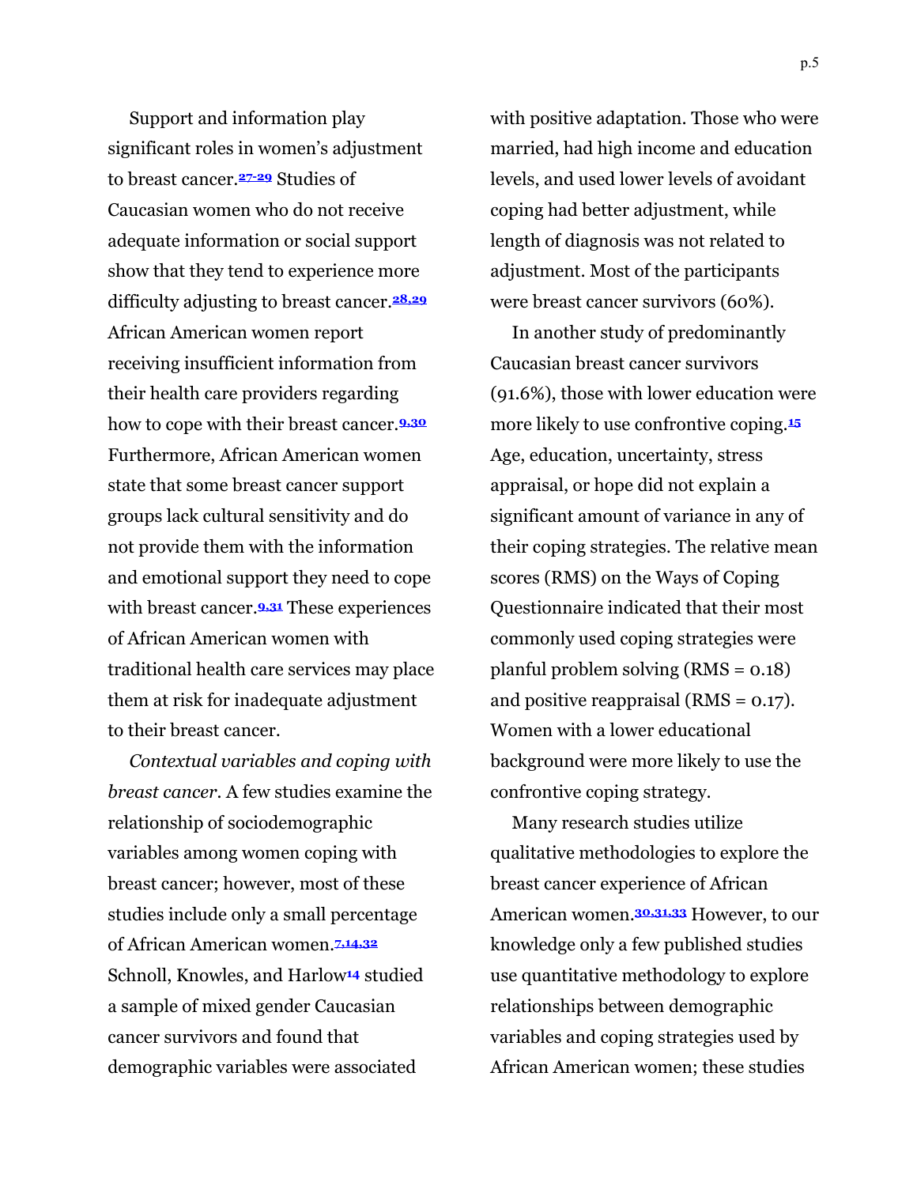Support and information play significant roles in women's adjustment to breast cancer.[27-29] Studies of Caucasian women who do not receive adequate information or social support show that they tend to experience more difficulty adjusting to breast cancer.[28,29] African American women report receiving insufficient information from their health care providers regarding how to cope with their breast cancer.[9,30] Furthermore, African American women state that some breast cancer support groups lack cultural sensitivity and do not provide them with the information and emotional support they need to cope with breast cancer.[9,31] These experiences of African American women with traditional health care services may place them at risk for inadequate adjustment to their breast cancer.

*Contextual variables and coping with breast cancer*. A few studies examine the relationship of sociodemographic variables among women coping with breast cancer; however, most of these studies include only a small percentage of African American women.[7,14,32] Schnoll, Knowles, and Harlow[14] studied a sample of mixed gender Caucasian cancer survivors and found that demographic variables were associated with positive adaptation. Those who were married, had high income and education levels, and used lower levels of avoidant coping had better adjustment, while length of diagnosis was not related to adjustment. Most of the participants were breast cancer survivors (60%).

In another study of predominantly Caucasian breast cancer survivors (91.6%), those with lower education were more likely to use confrontive coping.[15] Age, education, uncertainty, stress appraisal, or hope did not explain a significant amount of variance in any of their coping strategies. The relative mean scores (RMS) on the Ways of Coping Questionnaire indicated that their most commonly used coping strategies were planful problem solving (RMS = 0.18) and positive reappraisal (RMS = 0.17). Women with a lower educational background were more likely to use the confrontive coping strategy.

Many research studies utilize qualitative methodologies to explore the breast cancer experience of African American women.[30,31,33] However, to our knowledge only a few published studies use quantitative methodology to explore relationships between demographic variables and coping strategies used by African American women; these studies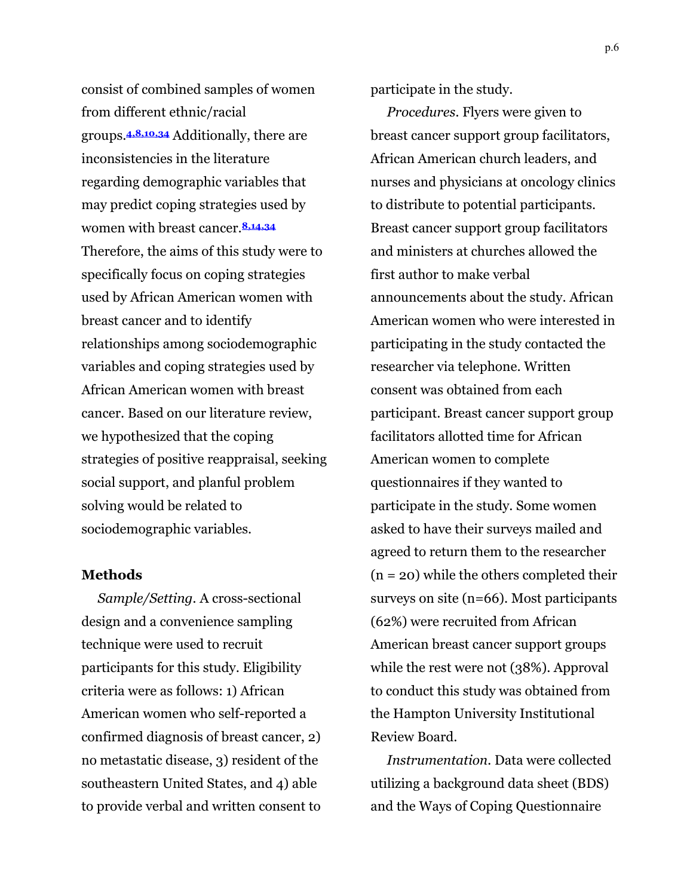consist of combined samples of women from different ethnic/racial groups.[4,8,10,34] Additionally, there are inconsistencies in the literature regarding demographic variables that may predict coping strategies used by women with breast cancer.[8,14,34] Therefore, the aims of this study were to specifically focus on coping strategies used by African American women with breast cancer and to identify relationships among sociodemographic variables and coping strategies used by African American women with breast cancer. Based on our literature review, we hypothesized that the coping strategies of positive reappraisal, seeking social support, and planful problem solving would be related to sociodemographic variables.

## Methods

*Sample/Setting.* A cross-sectional design and a convenience sampling technique were used to recruit participants for this study. Eligibility criteria were as follows: 1) African American women who self-reported a confirmed diagnosis of breast cancer, 2) no metastatic disease, 3) resident of the southeastern United States, and 4) able to provide verbal and written consent to participate in the study.

*Procedures.* Flyers were given to breast cancer support group facilitators, African American church leaders, and nurses and physicians at oncology clinics to distribute to potential participants. Breast cancer support group facilitators and ministers at churches allowed the first author to make verbal announcements about the study. African American women who were interested in participating in the study contacted the researcher via telephone. Written consent was obtained from each participant. Breast cancer support group facilitators allotted time for African American women to complete questionnaires if they wanted to participate in the study. Some women asked to have their surveys mailed and agreed to return them to the researcher (n = 20) while the others completed their surveys on site (n=66). Most participants (62%) were recruited from African American breast cancer support groups while the rest were not (38%). Approval to conduct this study was obtained from the Hampton University Institutional Review Board.

*Instrumentation.* Data were collected utilizing a background data sheet (BDS) and the Ways of Coping Questionnaire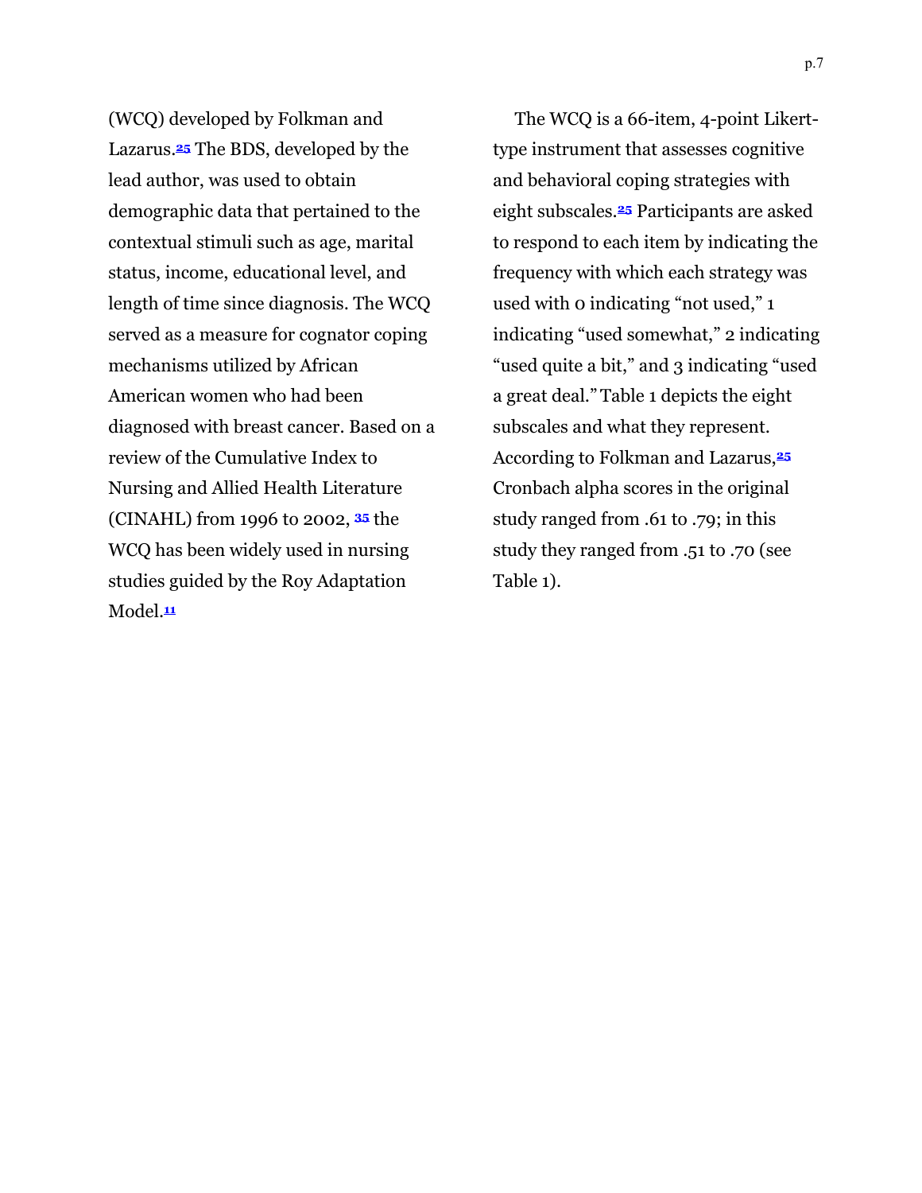(WCQ) developed by Folkman and Lazarus.[25] The BDS, developed by the lead author, was used to obtain demographic data that pertained to the contextual stimuli such as age, marital status, income, educational level, and length of time since diagnosis. The WCQ served as a measure for cognator coping mechanisms utilized by African American women who had been diagnosed with breast cancer. Based on a review of the Cumulative Index to Nursing and Allied Health Literature (CINAHL) from 1996 to 2002, [35] the WCQ has been widely used in nursing studies guided by the Roy Adaptation Model.[11]

The WCQ is a 66-item, 4-point Likert-type instrument that assesses cognitive and behavioral coping strategies with eight subscales.[25] Participants are asked to respond to each item by indicating the frequency with which each strategy was used with 0 indicating "not used," 1 indicating "used somewhat," 2 indicating "used quite a bit," and 3 indicating "used a great deal." Table 1 depicts the eight subscales and what they represent. According to Folkman and Lazarus,[25] Cronbach alpha scores in the original study ranged from .61 to .79; in this study they ranged from .51 to .70 (see Table 1).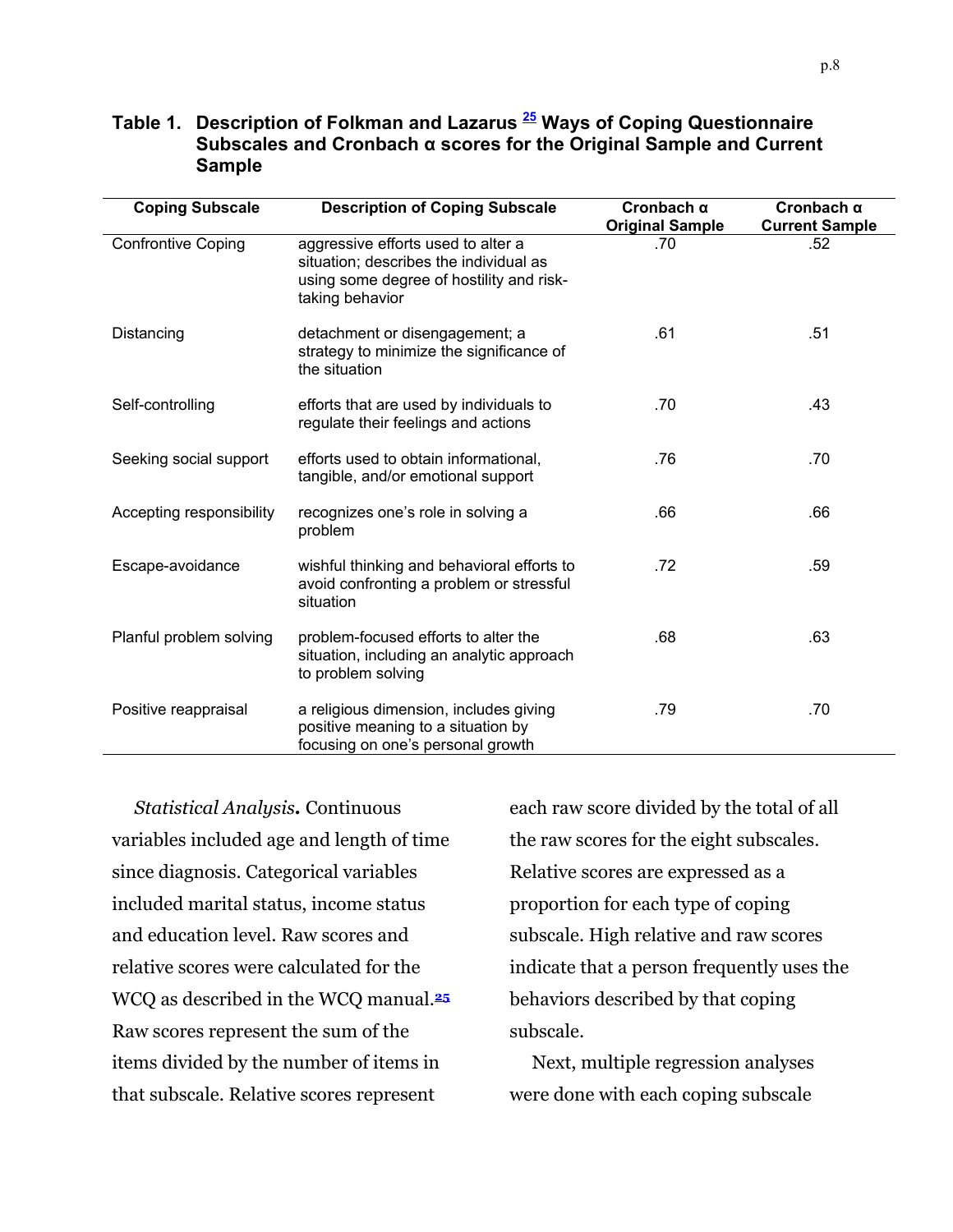**Table 1. Description of Folkman and Lazarus [25] Ways of Coping Questionnaire Subscales and Cronbach α scores for the Original Sample and Current Sample**

| Coping Subscale | Description of Coping Subscale | Cronbach α Original Sample | Cronbach α Current Sample |
|---|---|---|---|
| Confrontive Coping | aggressive efforts used to alter a situation; describes the individual as using some degree of hostility and risk-taking behavior | .70 | .52 |
| Distancing | detachment or disengagement; a strategy to minimize the significance of the situation | .61 | .51 |
| Self-controlling | efforts that are used by individuals to regulate their feelings and actions | .70 | .43 |
| Seeking social support | efforts used to obtain informational, tangible, and/or emotional support | .76 | .70 |
| Accepting responsibility | recognizes one's role in solving a problem | .66 | .66 |
| Escape-avoidance | wishful thinking and behavioral efforts to avoid confronting a problem or stressful situation | .72 | .59 |
| Planful problem solving | problem-focused efforts to alter the situation, including an analytic approach to problem solving | .68 | .63 |
| Positive reappraisal | a religious dimension, includes giving positive meaning to a situation by focusing on one's personal growth | .79 | .70 |

*Statistical Analysis.* Continuous variables included age and length of time since diagnosis. Categorical variables included marital status, income status and education level. Raw scores and relative scores were calculated for the WCQ as described in the WCQ manual.[25] Raw scores represent the sum of the items divided by the number of items in that subscale. Relative scores represent each raw score divided by the total of all the raw scores for the eight subscales. Relative scores are expressed as a proportion for each type of coping subscale. High relative and raw scores indicate that a person frequently uses the behaviors described by that coping subscale.

Next, multiple regression analyses were done with each coping subscale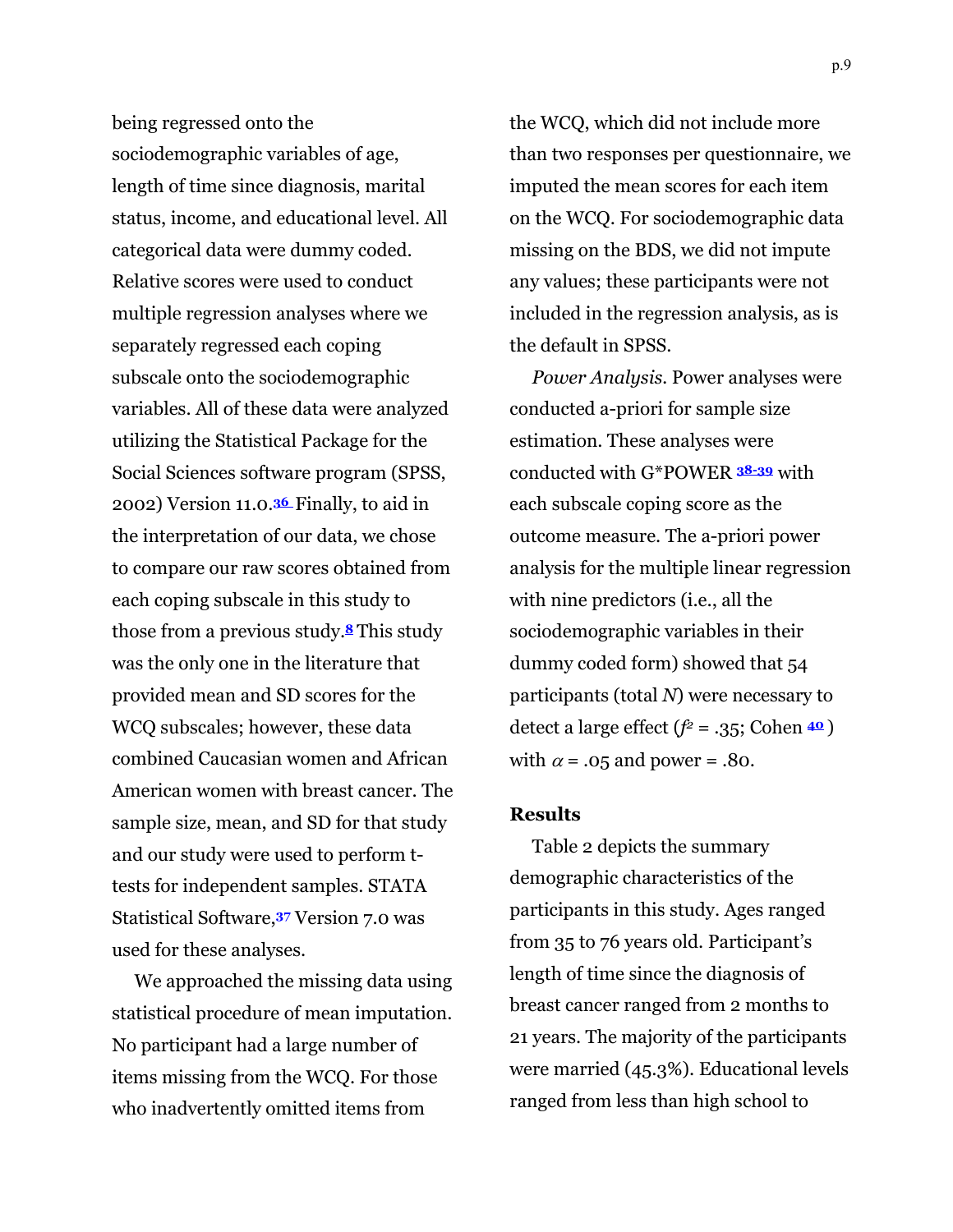being regressed onto the sociodemographic variables of age, length of time since diagnosis, marital status, income, and educational level. All categorical data were dummy coded. Relative scores were used to conduct multiple regression analyses where we separately regressed each coping subscale onto the sociodemographic variables. All of these data were analyzed utilizing the Statistical Package for the Social Sciences software program (SPSS, 2002) Version 11.0.[36] Finally, to aid in the interpretation of our data, we chose to compare our raw scores obtained from each coping subscale in this study to those from a previous study.[8] This study was the only one in the literature that provided mean and SD scores for the WCQ subscales; however, these data combined Caucasian women and African American women with breast cancer. The sample size, mean, and SD for that study and our study were used to perform t-tests for independent samples. STATA Statistical Software,[37] Version 7.0 was used for these analyses.

We approached the missing data using statistical procedure of mean imputation. No participant had a large number of items missing from the WCQ. For those who inadvertently omitted items from the WCQ, which did not include more than two responses per questionnaire, we imputed the mean scores for each item on the WCQ. For sociodemographic data missing on the BDS, we did not impute any values; these participants were not included in the regression analysis, as is the default in SPSS.

*Power Analysis*. Power analyses were conducted a-priori for sample size estimation. These analyses were conducted with G*POWER [38-39] with each subscale coping score as the outcome measure. The a-priori power analysis for the multiple linear regression with nine predictors (i.e., all the sociodemographic variables in their dummy coded form) showed that 54 participants (total *N*) were necessary to detect a large effect ($f^2 = .35$; Cohen [40]) with $\alpha = .05$ and power = .80.

## Results

Table 2 depicts the summary demographic characteristics of the participants in this study. Ages ranged from 35 to 76 years old. Participant's length of time since the diagnosis of breast cancer ranged from 2 months to 21 years. The majority of the participants were married (45.3%). Educational levels ranged from less than high school to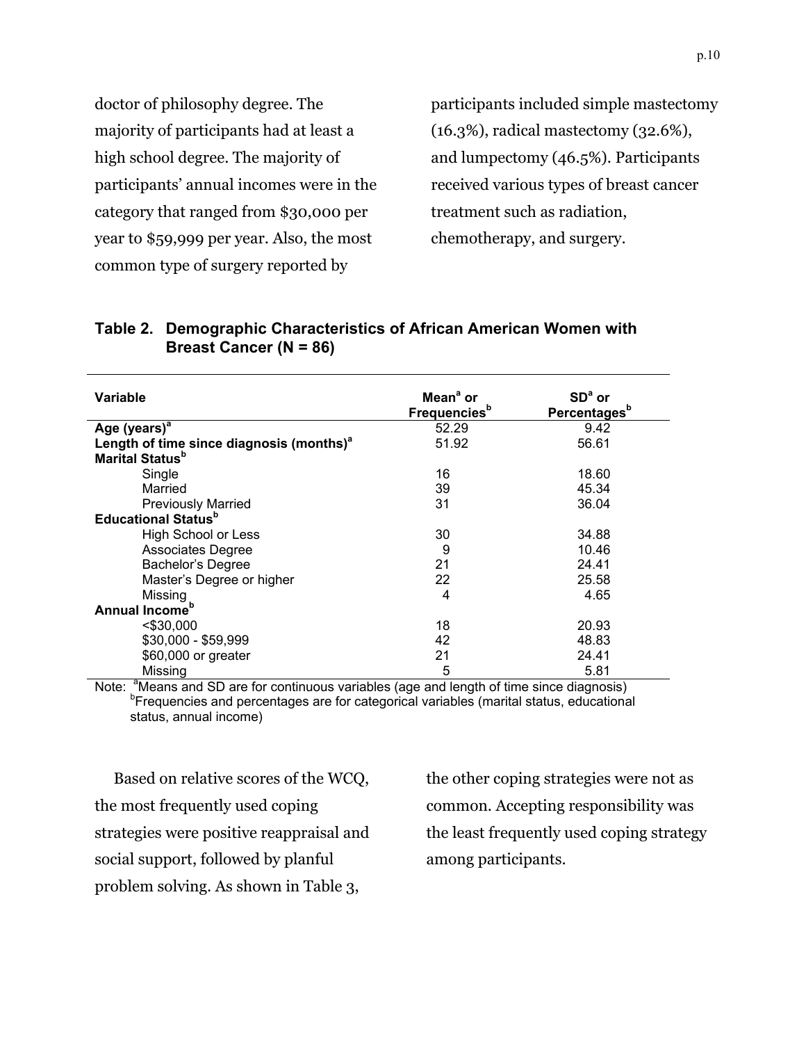doctor of philosophy degree. The majority of participants had at least a high school degree. The majority of participants' annual incomes were in the category that ranged from $30,000 per year to $59,999 per year. Also, the most common type of surgery reported by participants included simple mastectomy (16.3%), radical mastectomy (32.6%), and lumpectomy (46.5%). Participants received various types of breast cancer treatment such as radiation, chemotherapy, and surgery.

**Table 2. Demographic Characteristics of African American Women with Breast Cancer (N = 86)**

| Variable | Mean[a] or Frequencies[b] | SD[a] or Percentages[b] |
|---|---|---|
| **Age (years)[a]** | 52.29 | 9.42 |
| **Length of time since diagnosis (months)[a]** | 51.92 | 56.61 |
| **Marital Status[b]** | | |
| Single | 16 | 18.60 |
| Married | 39 | 45.34 |
| Previously Married | 31 | 36.04 |
| **Educational Status[b]** | | |
| High School or Less | 30 | 34.88 |
| Associates Degree | 9 | 10.46 |
| Bachelor's Degree | 21 | 24.41 |
| Master's Degree or higher | 22 | 25.58 |
| Missing | 4 | 4.65 |
| **Annual Income[b]** | | |
| <$30,000 | 18 | 20.93 |
| $30,000 - $59,999 | 42 | 48.83 |
| $60,000 or greater | 21 | 24.41 |
| Missing | 5 | 5.81 |

Note: [a]Means and SD are for continuous variables (age and length of time since diagnosis)
[b]Frequencies and percentages are for categorical variables (marital status, educational status, annual income)

Based on relative scores of the WCQ, the most frequently used coping strategies were positive reappraisal and social support, followed by planful problem solving. As shown in Table 3, the other coping strategies were not as common. Accepting responsibility was the least frequently used coping strategy among participants.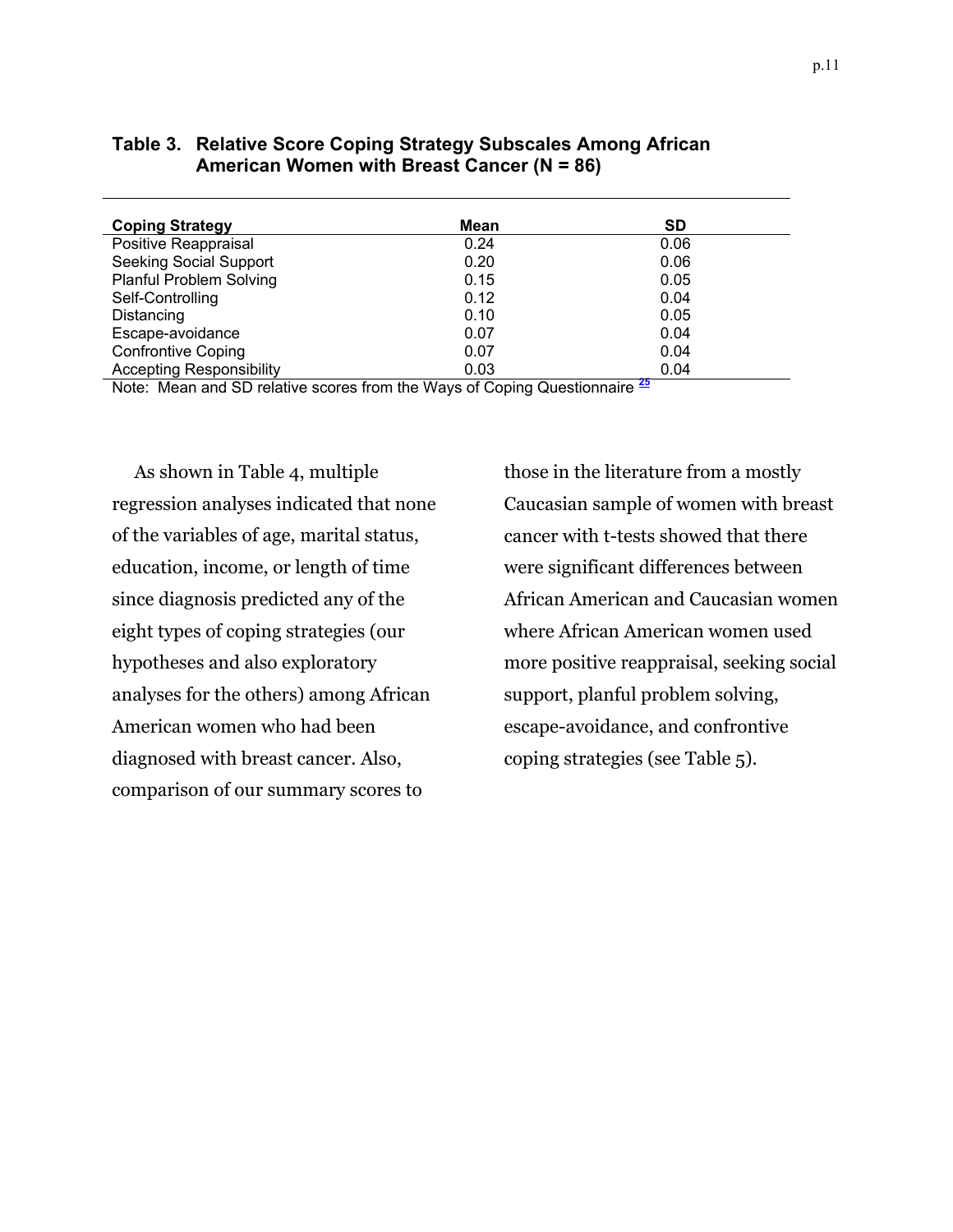**Table 3. Relative Score Coping Strategy Subscales Among African American Women with Breast Cancer (N = 86)**

| Coping Strategy | Mean | SD |
|---|---|---|
| Positive Reappraisal | 0.24 | 0.06 |
| Seeking Social Support | 0.20 | 0.06 |
| Planful Problem Solving | 0.15 | 0.05 |
| Self-Controlling | 0.12 | 0.04 |
| Distancing | 0.10 | 0.05 |
| Escape-avoidance | 0.07 | 0.04 |
| Confrontive Coping | 0.07 | 0.04 |
| Accepting Responsibility | 0.03 | 0.04 |

Note: Mean and SD relative scores from the Ways of Coping Questionnaire [25]

As shown in Table 4, multiple regression analyses indicated that none of the variables of age, marital status, education, income, or length of time since diagnosis predicted any of the eight types of coping strategies (our hypotheses and also exploratory analyses for the others) among African American women who had been diagnosed with breast cancer. Also, comparison of our summary scores to those in the literature from a mostly Caucasian sample of women with breast cancer with t-tests showed that there were significant differences between African American and Caucasian women where African American women used more positive reappraisal, seeking social support, planful problem solving, escape-avoidance, and confrontive coping strategies (see Table 5).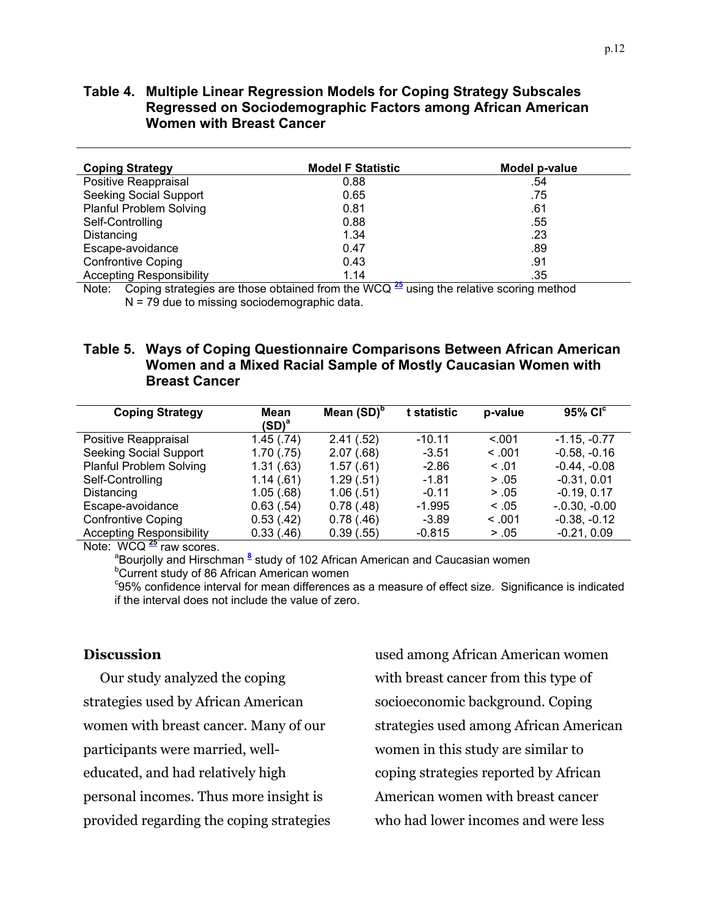**Table 4. Multiple Linear Regression Models for Coping Strategy Subscales Regressed on Sociodemographic Factors among African American Women with Breast Cancer**

| Coping Strategy | Model F Statistic | Model p-value |
|---|---|---|
| Positive Reappraisal | 0.88 | .54 |
| Seeking Social Support | 0.65 | .75 |
| Planful Problem Solving | 0.81 | .61 |
| Self-Controlling | 0.88 | .55 |
| Distancing | 1.34 | .23 |
| Escape-avoidance | 0.47 | .89 |
| Confrontive Coping | 0.43 | .91 |
| Accepting Responsibility | 1.14 | .35 |

Note: Coping strategies are those obtained from the WCQ [25] using the relative scoring method
N = 79 due to missing sociodemographic data.

**Table 5. Ways of Coping Questionnaire Comparisons Between African American Women and a Mixed Racial Sample of Mostly Caucasian Women with Breast Cancer**

| Coping Strategy | Mean (SD)[a] | Mean (SD)[b] | t statistic | p-value | 95% CI[c] |
|---|---|---|---|---|---|
| Positive Reappraisal | 1.45 (.74) | 2.41 (.52) | -10.11 | <.001 | -1.15, -0.77 |
| Seeking Social Support | 1.70 (.75) | 2.07 (.68) | -3.51 | < .001 | -0.58, -0.16 |
| Planful Problem Solving | 1.31 (.63) | 1.57 (.61) | -2.86 | < .01 | -0.44, -0.08 |
| Self-Controlling | 1.14 (.61) | 1.29 (.51) | -1.81 | > .05 | -0.31, 0.01 |
| Distancing | 1.05 (.68) | 1.06 (.51) | -0.11 | > .05 | -0.19, 0.17 |
| Escape-avoidance | 0.63 (.54) | 0.78 (.48) | -1.995 | < .05 | -.0.30, -0.00 |
| Confrontive Coping | 0.53 (.42) | 0.78 (.46) | -3.89 | < .001 | -0.38, -0.12 |
| Accepting Responsibility | 0.33 (.46) | 0.39 (.55) | -0.815 | > .05 | -0.21, 0.09 |

Note: WCQ [25] raw scores.
[a]Bourjolly and Hirschman [8] study of 102 African American and Caucasian women
[b]Current study of 86 African American women
[c]95% confidence interval for mean differences as a measure of effect size. Significance is indicated if the interval does not include the value of zero.

## Discussion

Our study analyzed the coping strategies used by African American women with breast cancer. Many of our participants were married, well-educated, and had relatively high personal incomes. Thus more insight is provided regarding the coping strategies used among African American women with breast cancer from this type of socioeconomic background. Coping strategies used among African American women in this study are similar to coping strategies reported by African American women with breast cancer who had lower incomes and were less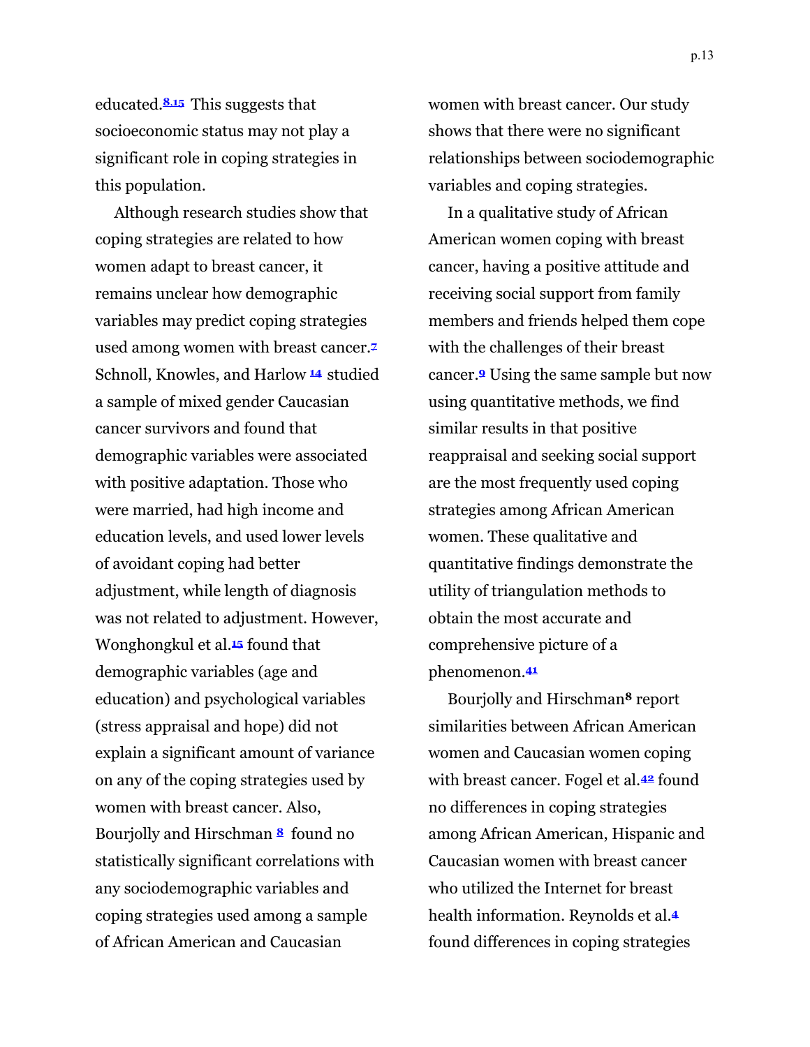educated.[8,15] This suggests that socioeconomic status may not play a significant role in coping strategies in this population.

Although research studies show that coping strategies are related to how women adapt to breast cancer, it remains unclear how demographic variables may predict coping strategies used among women with breast cancer.[7] Schnoll, Knowles, and Harlow [14] studied a sample of mixed gender Caucasian cancer survivors and found that demographic variables were associated with positive adaptation. Those who were married, had high income and education levels, and used lower levels of avoidant coping had better adjustment, while length of diagnosis was not related to adjustment. However, Wonghongkul et al.[15] found that demographic variables (age and education) and psychological variables (stress appraisal and hope) did not explain a significant amount of variance on any of the coping strategies used by women with breast cancer. Also, Bourjolly and Hirschman [8] found no statistically significant correlations with any sociodemographic variables and coping strategies used among a sample of African American and Caucasian women with breast cancer. Our study shows that there were no significant relationships between sociodemographic variables and coping strategies.

In a qualitative study of African American women coping with breast cancer, having a positive attitude and receiving social support from family members and friends helped them cope with the challenges of their breast cancer.[9] Using the same sample but now using quantitative methods, we find similar results in that positive reappraisal and seeking social support are the most frequently used coping strategies among African American women. These qualitative and quantitative findings demonstrate the utility of triangulation methods to obtain the most accurate and comprehensive picture of a phenomenon.[41]

Bourjolly and Hirschman[8] report similarities between African American women and Caucasian women coping with breast cancer. Fogel et al.[42] found no differences in coping strategies among African American, Hispanic and Caucasian women with breast cancer who utilized the Internet for breast health information. Reynolds et al.[4] found differences in coping strategies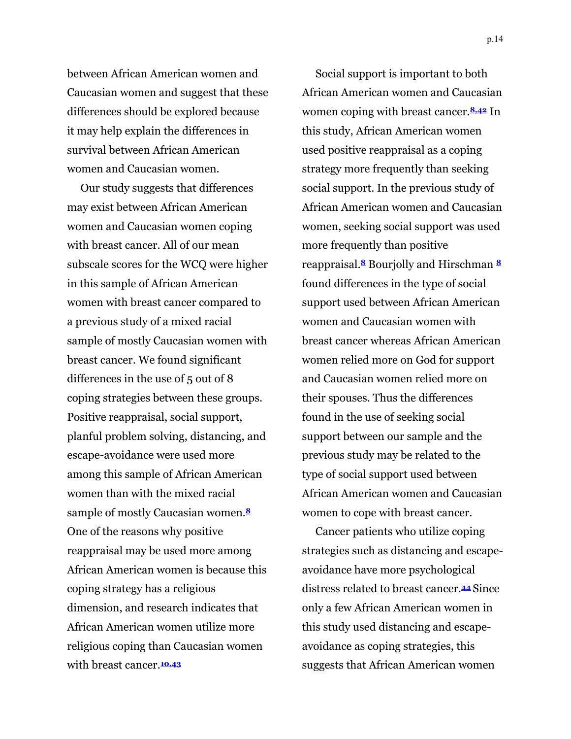between African American women and Caucasian women and suggest that these differences should be explored because it may help explain the differences in survival between African American women and Caucasian women.

Our study suggests that differences may exist between African American women and Caucasian women coping with breast cancer. All of our mean subscale scores for the WCQ were higher in this sample of African American women with breast cancer compared to a previous study of a mixed racial sample of mostly Caucasian women with breast cancer. We found significant differences in the use of 5 out of 8 coping strategies between these groups. Positive reappraisal, social support, planful problem solving, distancing, and escape-avoidance were used more among this sample of African American women than with the mixed racial sample of mostly Caucasian women.[8] One of the reasons why positive reappraisal may be used more among African American women is because this coping strategy has a religious dimension, and research indicates that African American women utilize more religious coping than Caucasian women with breast cancer.[10,43]

Social support is important to both African American women and Caucasian women coping with breast cancer.[8,42] In this study, African American women used positive reappraisal as a coping strategy more frequently than seeking social support. In the previous study of African American women and Caucasian women, seeking social support was used more frequently than positive reappraisal.[8] Bourjolly and Hirschman [8] found differences in the type of social support used between African American women and Caucasian women with breast cancer whereas African American women relied more on God for support and Caucasian women relied more on their spouses. Thus the differences found in the use of seeking social support between our sample and the previous study may be related to the type of social support used between African American women and Caucasian women to cope with breast cancer.

Cancer patients who utilize coping strategies such as distancing and escape-avoidance have more psychological distress related to breast cancer.[44] Since only a few African American women in this study used distancing and escape-avoidance as coping strategies, this suggests that African American women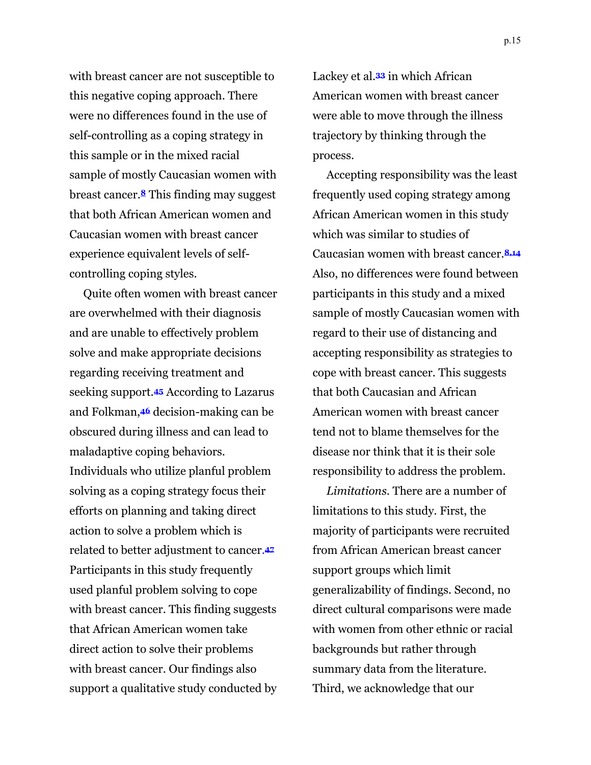with breast cancer are not susceptible to this negative coping approach. There were no differences found in the use of self-controlling as a coping strategy in this sample or in the mixed racial sample of mostly Caucasian women with breast cancer.[8] This finding may suggest that both African American women and Caucasian women with breast cancer experience equivalent levels of self-controlling coping styles.

Quite often women with breast cancer are overwhelmed with their diagnosis and are unable to effectively problem solve and make appropriate decisions regarding receiving treatment and seeking support.[45] According to Lazarus and Folkman,[46] decision-making can be obscured during illness and can lead to maladaptive coping behaviors. Individuals who utilize planful problem solving as a coping strategy focus their efforts on planning and taking direct action to solve a problem which is related to better adjustment to cancer.[47] Participants in this study frequently used planful problem solving to cope with breast cancer. This finding suggests that African American women take direct action to solve their problems with breast cancer. Our findings also support a qualitative study conducted by Lackey et al.[33] in which African American women with breast cancer were able to move through the illness trajectory by thinking through the process.

Accepting responsibility was the least frequently used coping strategy among African American women in this study which was similar to studies of Caucasian women with breast cancer.[8,14] Also, no differences were found between participants in this study and a mixed sample of mostly Caucasian women with regard to their use of distancing and accepting responsibility as strategies to cope with breast cancer. This suggests that both Caucasian and African American women with breast cancer tend not to blame themselves for the disease nor think that it is their sole responsibility to address the problem.

*Limitations*. There are a number of limitations to this study. First, the majority of participants were recruited from African American breast cancer support groups which limit generalizability of findings. Second, no direct cultural comparisons were made with women from other ethnic or racial backgrounds but rather through summary data from the literature. Third, we acknowledge that our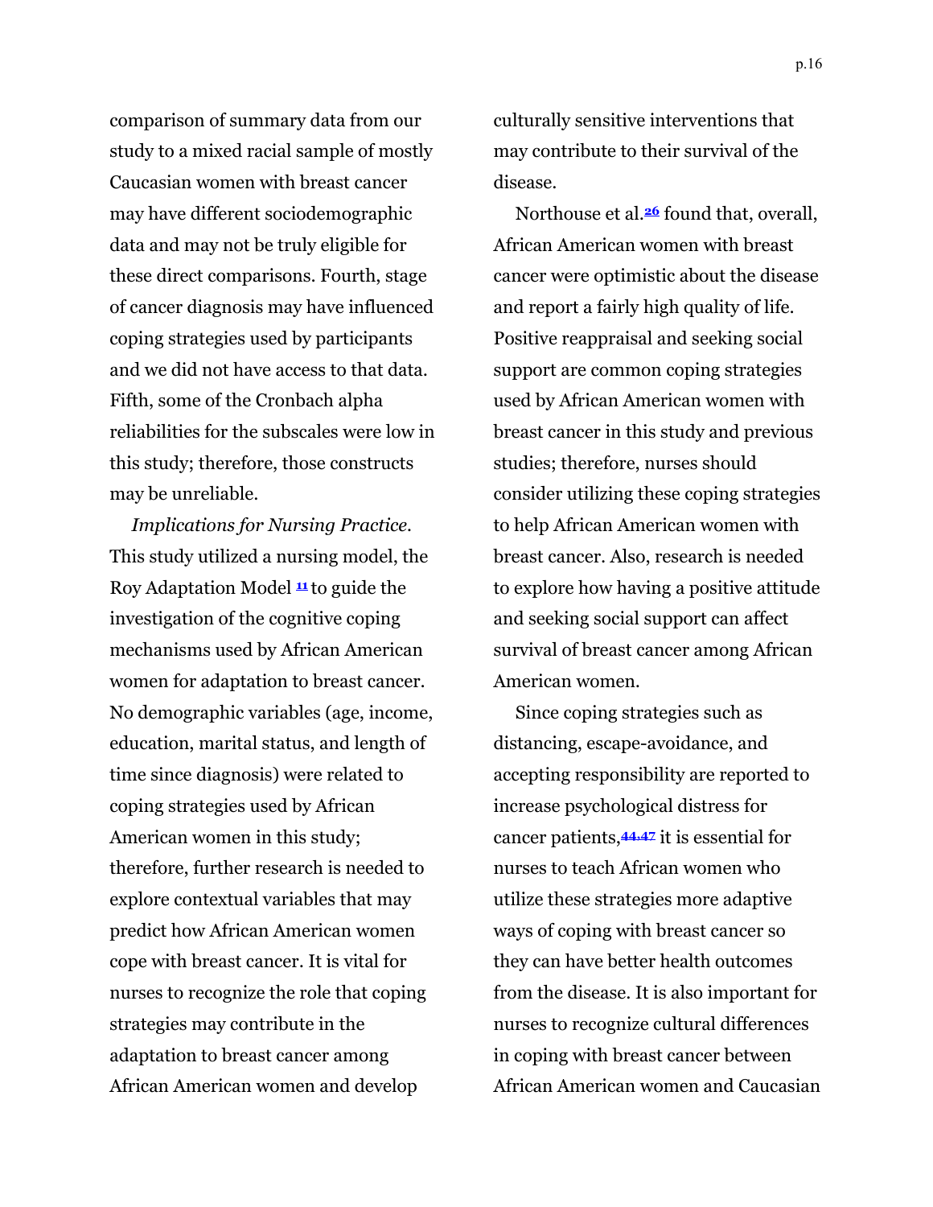comparison of summary data from our study to a mixed racial sample of mostly Caucasian women with breast cancer may have different sociodemographic data and may not be truly eligible for these direct comparisons. Fourth, stage of cancer diagnosis may have influenced coping strategies used by participants and we did not have access to that data. Fifth, some of the Cronbach alpha reliabilities for the subscales were low in this study; therefore, those constructs may be unreliable.

*Implications for Nursing Practice.* This study utilized a nursing model, the Roy Adaptation Model [11] to guide the investigation of the cognitive coping mechanisms used by African American women for adaptation to breast cancer. No demographic variables (age, income, education, marital status, and length of time since diagnosis) were related to coping strategies used by African American women in this study; therefore, further research is needed to explore contextual variables that may predict how African American women cope with breast cancer. It is vital for nurses to recognize the role that coping strategies may contribute in the adaptation to breast cancer among African American women and develop culturally sensitive interventions that may contribute to their survival of the disease.

Northouse et al.[26] found that, overall, African American women with breast cancer were optimistic about the disease and report a fairly high quality of life. Positive reappraisal and seeking social support are common coping strategies used by African American women with breast cancer in this study and previous studies; therefore, nurses should consider utilizing these coping strategies to help African American women with breast cancer. Also, research is needed to explore how having a positive attitude and seeking social support can affect survival of breast cancer among African American women.

Since coping strategies such as distancing, escape-avoidance, and accepting responsibility are reported to increase psychological distress for cancer patients,[44,47] it is essential for nurses to teach African women who utilize these strategies more adaptive ways of coping with breast cancer so they can have better health outcomes from the disease. It is also important for nurses to recognize cultural differences in coping with breast cancer between African American women and Caucasian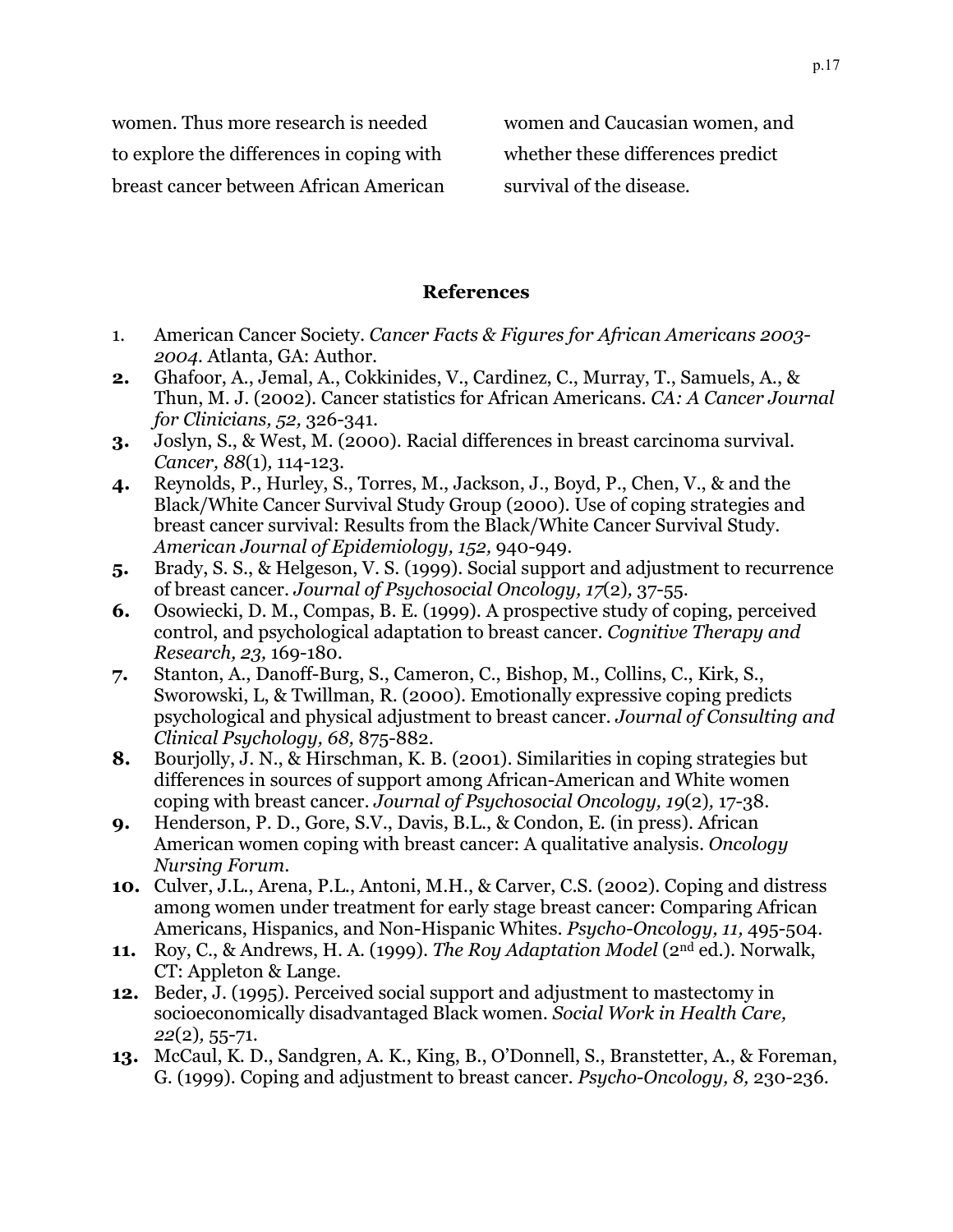women. Thus more research is needed to explore the differences in coping with breast cancer between African American women and Caucasian women, and whether these differences predict survival of the disease.

## References

1. American Cancer Society. *Cancer Facts & Figures for African Americans 2003-2004.* Atlanta, GA: Author.
2. Ghafoor, A., Jemal, A., Cokkinides, V., Cardinez, C., Murray, T., Samuels, A., & Thun, M. J. (2002). Cancer statistics for African Americans. *CA: A Cancer Journal for Clinicians, 52,* 326-341.
3. Joslyn, S., & West, M. (2000). Racial differences in breast carcinoma survival. *Cancer, 88*(1)*,* 114-123.
4. Reynolds, P., Hurley, S., Torres, M., Jackson, J., Boyd, P., Chen, V., & and the Black/White Cancer Survival Study Group (2000). Use of coping strategies and breast cancer survival: Results from the Black/White Cancer Survival Study. *American Journal of Epidemiology, 152,* 940-949.
5. Brady, S. S., & Helgeson, V. S. (1999). Social support and adjustment to recurrence of breast cancer. *Journal of Psychosocial Oncology, 17*(2)*,* 37-55.
6. Osowiecki, D. M., Compas, B. E. (1999). A prospective study of coping, perceived control, and psychological adaptation to breast cancer. *Cognitive Therapy and Research, 23,* 169-180.
7. Stanton, A., Danoff-Burg, S., Cameron, C., Bishop, M., Collins, C., Kirk, S., Sworowski, L, & Twillman, R. (2000). Emotionally expressive coping predicts psychological and physical adjustment to breast cancer. *Journal of Consulting and Clinical Psychology, 68,* 875-882.
8. Bourjolly, J. N., & Hirschman, K. B. (2001). Similarities in coping strategies but differences in sources of support among African-American and White women coping with breast cancer. *Journal of Psychosocial Oncology, 19*(2)*,* 17-38.
9. Henderson, P. D., Gore, S.V., Davis, B.L., & Condon, E. (in press). African American women coping with breast cancer: A qualitative analysis. *Oncology Nursing Forum.*
10. Culver, J.L., Arena, P.L., Antoni, M.H., & Carver, C.S. (2002). Coping and distress among women under treatment for early stage breast cancer: Comparing African Americans, Hispanics, and Non-Hispanic Whites. *Psycho-Oncology, 11,* 495-504.
11. Roy, C., & Andrews, H. A. (1999). *The Roy Adaptation Model* (2nd ed.). Norwalk, CT: Appleton & Lange.
12. Beder, J. (1995). Perceived social support and adjustment to mastectomy in socioeconomically disadvantaged Black women. *Social Work in Health Care, 22*(2)*,* 55-71.
13. McCaul, K. D., Sandgren, A. K., King, B., O'Donnell, S., Branstetter, A., & Foreman, G. (1999). Coping and adjustment to breast cancer. *Psycho-Oncology, 8,* 230-236.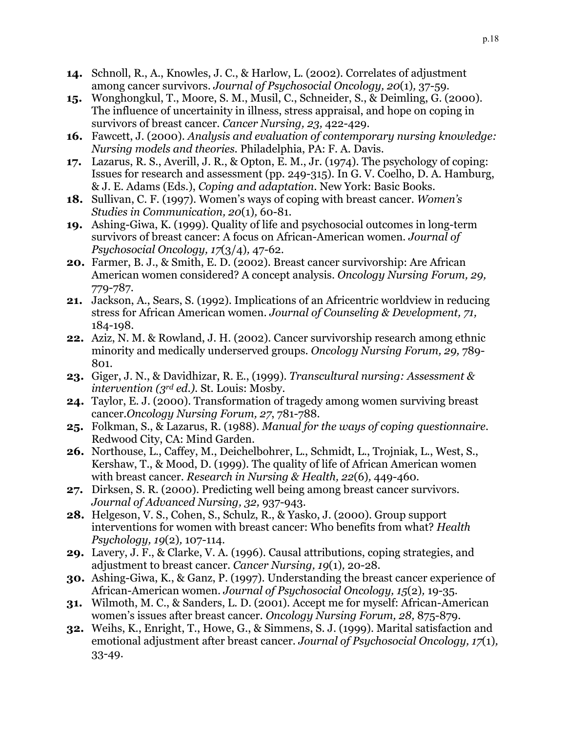14. Schnoll, R., A., Knowles, J. C., & Harlow, L. (2002). Correlates of adjustment among cancer survivors. *Journal of Psychosocial Oncology, 20*(1), 37-59.
15. Wonghongkul, T., Moore, S. M., Musil, C., Schneider, S., & Deimling, G. (2000). The influence of uncertainity in illness, stress appraisal, and hope on coping in survivors of breast cancer. *Cancer Nursing, 23,* 422-429.
16. Fawcett, J. (2000). *Analysis and evaluation of contemporary nursing knowledge: Nursing models and theories.* Philadelphia, PA: F. A. Davis.
17. Lazarus, R. S., Averill, J. R., & Opton, E. M., Jr. (1974). The psychology of coping: Issues for research and assessment (pp. 249-315). In G. V. Coelho, D. A. Hamburg, & J. E. Adams (Eds.), *Coping and adaptation.* New York: Basic Books.
18. Sullivan, C. F. (1997). Women's ways of coping with breast cancer. *Women's Studies in Communication, 20*(1), 60-81.
19. Ashing-Giwa, K. (1999). Quality of life and psychosocial outcomes in long-term survivors of breast cancer: A focus on African-American women. *Journal of Psychosocial Oncology, 17*(3/4), 47-62.
20. Farmer, B. J., & Smith, E. D. (2002). Breast cancer survivorship: Are African American women considered? A concept analysis. *Oncology Nursing Forum, 29,* 779-787.
21. Jackson, A., Sears, S. (1992). Implications of an Africentric worldview in reducing stress for African American women. *Journal of Counseling & Development, 71,* 184-198.
22. Aziz, N. M. & Rowland, J. H. (2002). Cancer survivorship research among ethnic minority and medically underserved groups. *Oncology Nursing Forum, 29,* 789-801.
23. Giger, J. N., & Davidhizar, R. E., (1999). *Transcultural nursing: Assessment & intervention (3rd ed.).* St. Louis: Mosby.
24. Taylor, E. J. (2000). Transformation of tragedy among women surviving breast cancer.*Oncology Nursing Forum, 27,* 781-788.
25. Folkman, S., & Lazarus, R. (1988). *Manual for the ways of coping questionnaire.* Redwood City, CA: Mind Garden.
26. Northouse, L., Caffey, M., Deichelbohrer, L., Schmidt, L., Trojniak, L., West, S., Kershaw, T., & Mood, D. (1999). The quality of life of African American women with breast cancer. *Research in Nursing & Health, 22*(6), 449-460.
27. Dirksen, S. R. (2000). Predicting well being among breast cancer survivors. *Journal of Advanced Nursing, 32,* 937-943.
28. Helgeson, V. S., Cohen, S., Schulz, R., & Yasko, J. (2000). Group support interventions for women with breast cancer: Who benefits from what? *Health Psychology, 19*(2), 107-114.
29. Lavery, J. F., & Clarke, V. A. (1996). Causal attributions, coping strategies, and adjustment to breast cancer. *Cancer Nursing, 19*(1), 20-28.
30. Ashing-Giwa, K., & Ganz, P. (1997). Understanding the breast cancer experience of African-American women. *Journal of Psychosocial Oncology, 15*(2), 19-35.
31. Wilmoth, M. C., & Sanders, L. D. (2001). Accept me for myself: African-American women's issues after breast cancer. *Oncology Nursing Forum, 28,* 875-879.
32. Weihs, K., Enright, T., Howe, G., & Simmens, S. J. (1999). Marital satisfaction and emotional adjustment after breast cancer. *Journal of Psychosocial Oncology, 17*(1), 33-49.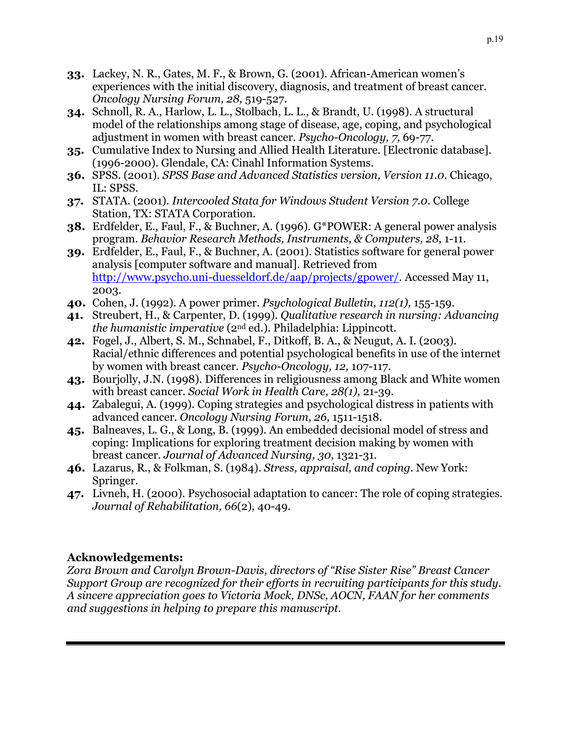33. Lackey, N. R., Gates, M. F., & Brown, G. (2001). African-American women's experiences with the initial discovery, diagnosis, and treatment of breast cancer. *Oncology Nursing Forum, 28,* 519-527.
34. Schnoll, R. A., Harlow, L. L., Stolbach, L. L., & Brandt, U. (1998). A structural model of the relationships among stage of disease, age, coping, and psychological adjustment in women with breast cancer. *Psycho-Oncology, 7,* 69-77.
35. Cumulative Index to Nursing and Allied Health Literature. [Electronic database]. (1996-2000). Glendale, CA: Cinahl Information Systems.
36. SPSS. (2001). *SPSS Base and Advanced Statistics version, Version 11.0.* Chicago, IL: SPSS.
37. STATA. (2001). *Intercooled Stata for Windows Student Version 7.0.* College Station, TX: STATA Corporation.
38. Erdfelder, E., Faul, F., & Buchner, A. (1996). G*POWER: A general power analysis program. *Behavior Research Methods, Instruments, & Computers, 28,* 1-11.
39. Erdfelder, E., Faul, F., & Buchner, A. (2001). Statistics software for general power analysis [computer software and manual]. Retrieved from http://www.psycho.uni-duesseldorf.de/aap/projects/gpower/. Accessed May 11, 2003.
40. Cohen, J. (1992). A power primer. *Psychological Bulletin, 112(1),* 155-159.
41. Streubert, H., & Carpenter, D. (1999). *Qualitative research in nursing: Advancing the humanistic imperative* (2nd ed.). Philadelphia: Lippincott.
42. Fogel, J., Albert, S. M., Schnabel, F., Ditkoff, B. A., & Neugut, A. I. (2003). Racial/ethnic differences and potential psychological benefits in use of the internet by women with breast cancer. *Psycho-Oncology, 12,* 107-117.
43. Bourjolly, J.N. (1998). Differences in religiousness among Black and White women with breast cancer. *Social Work in Health Care, 28(1),* 21-39.
44. Zabalegui, A. (1999). Coping strategies and psychological distress in patients with advanced cancer. *Oncology Nursing Forum, 26,* 1511-1518.
45. Balneaves, L. G., & Long, B. (1999). An embedded decisional model of stress and coping: Implications for exploring treatment decision making by women with breast cancer. *Journal of Advanced Nursing, 30,* 1321-31.
46. Lazarus, R., & Folkman, S. (1984). *Stress, appraisal, and coping*. New York: Springer.
47. Livneh, H. (2000). Psychosocial adaptation to cancer: The role of coping strategies. *Journal of Rehabilitation, 66*(2), 40-49.

## Acknowledgements:

*Zora Brown and Carolyn Brown-Davis, directors of "Rise Sister Rise" Breast Cancer Support Group are recognized for their efforts in recruiting participants for this study. A sincere appreciation goes to Victoria Mock, DNSc, AOCN, FAAN for her comments and suggestions in helping to prepare this manuscript.*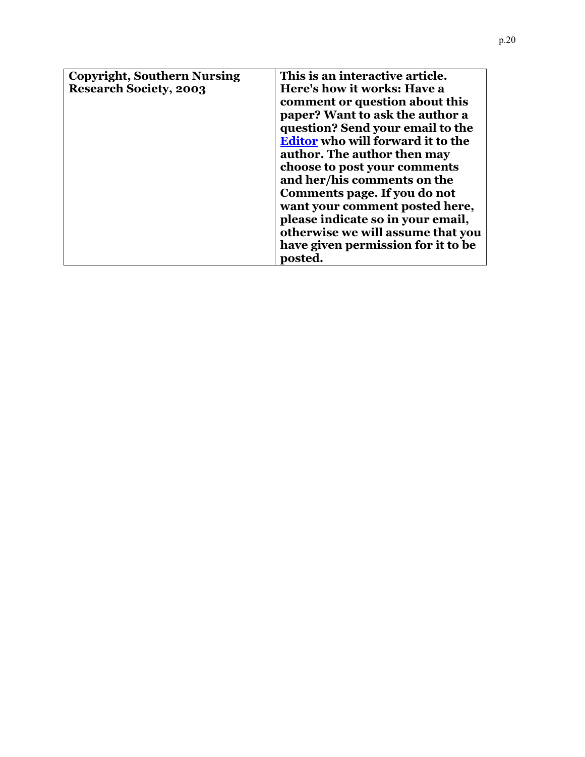| **Copyright, Southern Nursing Research Society, 2003** | **This is an interactive article. Here's how it works: Have a comment or question about this paper? Want to ask the author a question? Send your email to the Editor who will forward it to the author. The author then may choose to post your comments and her/his comments on the Comments page. If you do not want your comment posted here, please indicate so in your email, otherwise we will assume that you have given permission for it to be posted.** |
|---|---|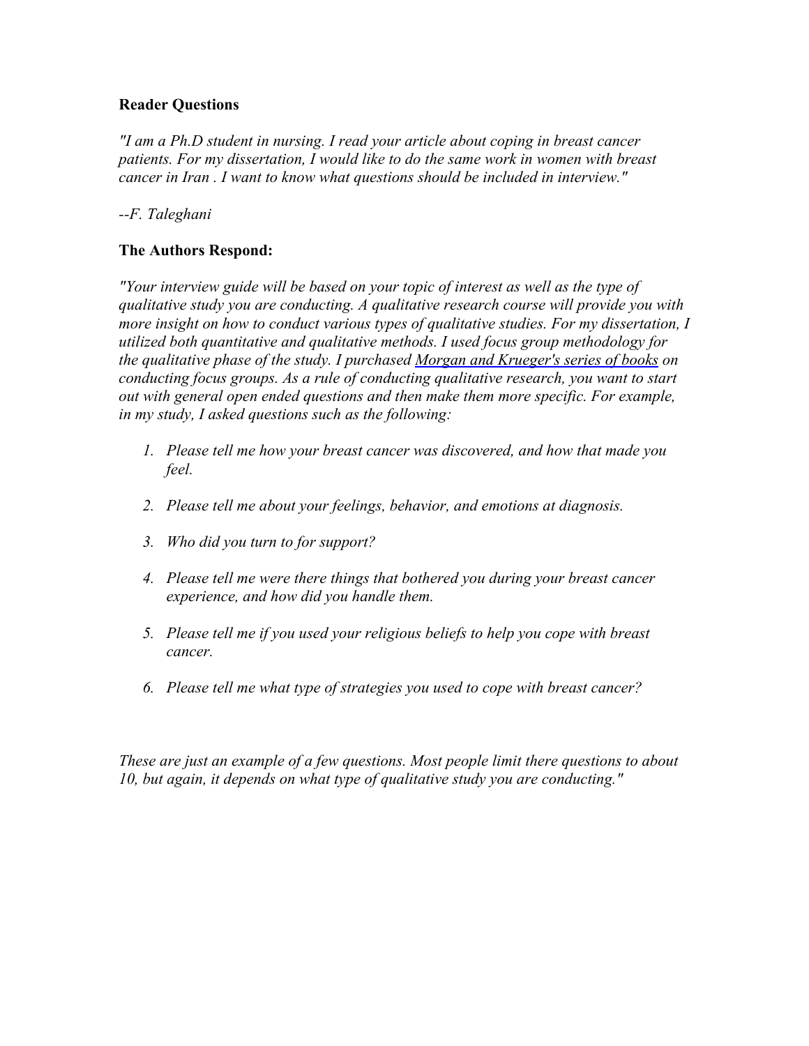**Reader Questions**

*"I am a Ph.D student in nursing. I read your article about coping in breast cancer patients. For my dissertation, I would like to do the same work in women with breast cancer in Iran . I want to know what questions should be included in interview."*

*--F. Taleghani*

**The Authors Respond:**

*"Your interview guide will be based on your topic of interest as well as the type of qualitative study you are conducting. A qualitative research course will provide you with more insight on how to conduct various types of qualitative studies. For my dissertation, I utilized both quantitative and qualitative methods. I used focus group methodology for the qualitative phase of the study. I purchased Morgan and Krueger's series of books on conducting focus groups. As a rule of conducting qualitative research, you want to start out with general open ended questions and then make them more specific. For example, in my study, I asked questions such as the following:*

1. *Please tell me how your breast cancer was discovered, and how that made you feel.*
2. *Please tell me about your feelings, behavior, and emotions at diagnosis.*
3. *Who did you turn to for support?*
4. *Please tell me were there things that bothered you during your breast cancer experience, and how did you handle them.*
5. *Please tell me if you used your religious beliefs to help you cope with breast cancer.*
6. *Please tell me what type of strategies you used to cope with breast cancer?*

*These are just an example of a few questions. Most people limit there questions to about 10, but again, it depends on what type of qualitative study you are conducting."*